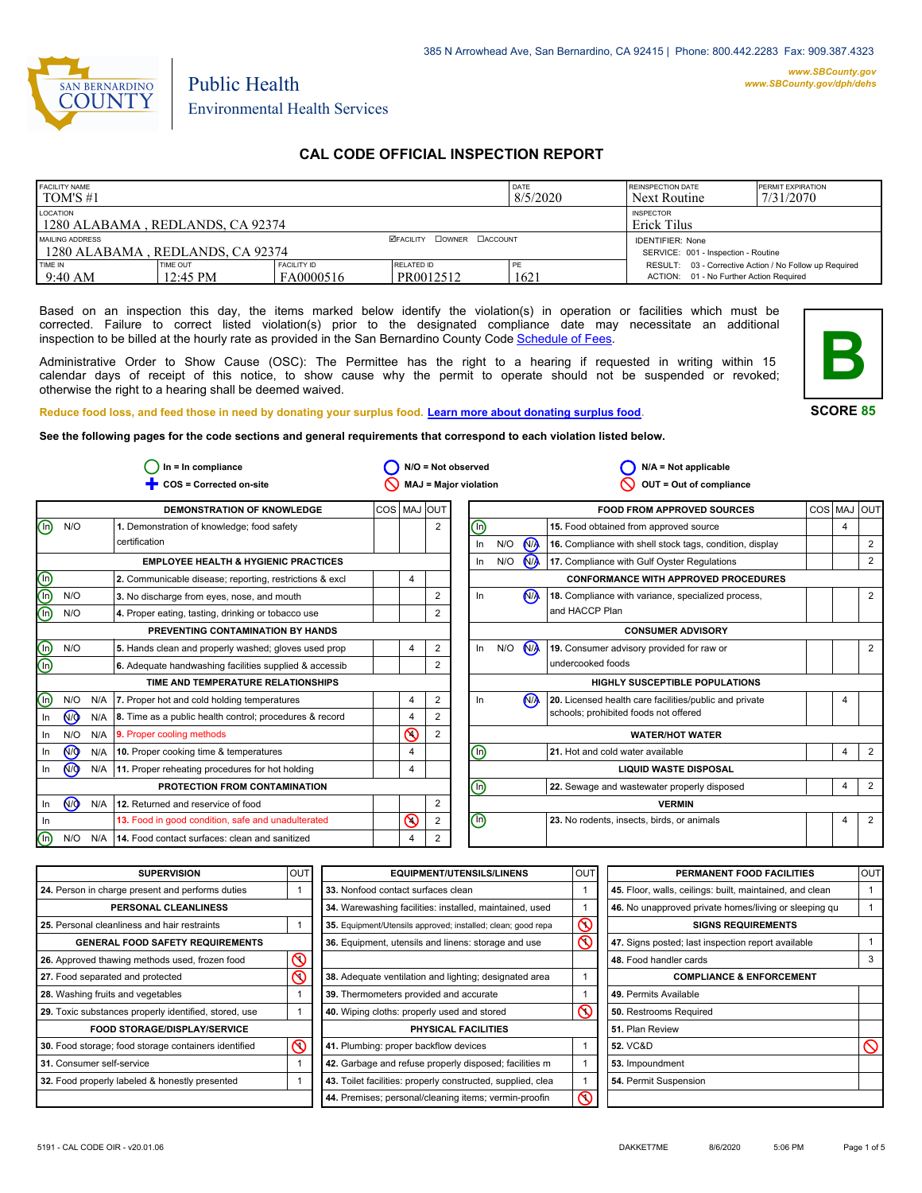385 N Arrowhead Ave, San Bernardino, CA 92415 | Phone: 800.442.2283 Fax: 909.387.4323

SAN BERNARDINO COUNTY

# Public Health
Environmental Health Services

www.SBCounty.gov
www.SBCounty.gov/dph/dehs

## CAL CODE OFFICIAL INSPECTION REPORT

| FACILITY NAME | | | | DATE | REINSPECTION DATE | PERMIT EXPIRATION |
|---|---|---|---|---|---|---|
| TOM'S #1 | | | | 8/5/2020 | Next Routine | 7/31/2070 |
| LOCATION: 1280 ALABAMA , REDLANDS, CA 92374 | | | | | INSPECTOR: Erick Tilus | |
| MAILING ADDRESS: 1280 ALABAMA , REDLANDS, CA 92374 | | ☑FACILITY ☐OWNER ☐ACCOUNT | | | IDENTIFIER: None<br>SERVICE: 001 - Inspection - Routine | |
| TIME IN: 9:40 AM | TIME OUT: 12:45 PM | FACILITY ID: FA0000516 | RELATED ID: PR0012512 | PE: 1621 | RESULT: 03 - Corrective Action / No Follow up Required<br>ACTION: 01 - No Further Action Required | |

Based on an inspection this day, the items marked below identify the violation(s) in operation or facilities which must be corrected. Failure to correct listed violation(s) prior to the designated compliance date may necessitate an additional inspection to be billed at the hourly rate as provided in the San Bernardino County Code Schedule of Fees.

Administrative Order to Show Cause (OSC): The Permittee has the right to a hearing if requested in writing within 15 calendar days of receipt of this notice, to show cause why the permit to operate should not be suspended or revoked; otherwise the right to a hearing shall be deemed waived.

**B**
**SCORE 85**

Reduce food loss, and feed those in need by donating your surplus food. Learn more about donating surplus food.

**See the following pages for the code sections and general requirements that correspond to each violation listed below.**

In = In compliance | N/O = Not observed | N/A = Not applicable | COS = Corrected on-site | MAJ = Major violation | OUT = Out of compliance

| Status | | | DEMONSTRATION OF KNOWLEDGE | COS | MAJ | OUT |
|---|---|---|---|---|---|---|
| **In** | N/O | | 1. Demonstration of knowledge; food safety certification | | | 2 |
| | | | **EMPLOYEE HEALTH & HYGIENIC PRACTICES** | | | |
| **In** | | | 2. Communicable disease; reporting, restrictions & excl | | 4 | |
| **In** | N/O | | 3. No discharge from eyes, nose, and mouth | | | 2 |
| **In** | N/O | | 4. Proper eating, tasting, drinking or tobacco use | | | 2 |
| | | | **PREVENTING CONTAMINATION BY HANDS** | | | |
| **In** | N/O | | 5. Hands clean and properly washed; gloves used prop | | 4 | 2 |
| **In** | | | 6. Adequate handwashing facilities supplied & accessib | | | 2 |
| | | | **TIME AND TEMPERATURE RELATIONSHIPS** | | | |
| **In** | N/O | N/A | 7. Proper hot and cold holding temperatures | | 4 | 2 |
| In | **N/O** | N/A | 8. Time as a public health control; procedures & record | | 4 | 2 |
| In | N/O | N/A | 9. Proper cooling methods | | **MAJ (4)** | 2 |
| In | **N/O** | N/A | 10. Proper cooking time & temperatures | | 4 | |
| In | **N/O** | N/A | 11. Proper reheating procedures for hot holding | | 4 | |
| | | | **PROTECTION FROM CONTAMINATION** | | | |
| In | **N/O** | N/A | 12. Returned and reservice of food | | | 2 |
| In | | | 13. Food in good condition, safe and unadulterated | | **MAJ (4)** | 2 |
| **In** | N/O | N/A | 14. Food contact surfaces: clean and sanitized | | 4 | 2 |

| Status | | | FOOD FROM APPROVED SOURCES | COS | MAJ | OUT |
|---|---|---|---|---|---|---|
| **In** | | | 15. Food obtained from approved source | | 4 | |
| In | N/O | **N/A** | 16. Compliance with shell stock tags, condition, display | | | 2 |
| In | N/O | **N/A** | 17. Compliance with Gulf Oyster Regulations | | | 2 |
| | | | **CONFORMANCE WITH APPROVED PROCEDURES** | | | |
| In | | **N/A** | 18. Compliance with variance, specialized process, and HACCP Plan | | | 2 |
| | | | **CONSUMER ADVISORY** | | | |
| In | N/O | **N/A** | 19. Consumer advisory provided for raw or undercooked foods | | | 2 |
| | | | **HIGHLY SUSCEPTIBLE POPULATIONS** | | | |
| In | | **N/A** | 20. Licensed health care facilities/public and private schools; prohibited foods not offered | | 4 | |
| | | | **WATER/HOT WATER** | | | |
| **In** | | | 21. Hot and cold water available | | 4 | 2 |
| | | | **LIQUID WASTE DISPOSAL** | | | |
| **In** | | | 22. Sewage and wastewater properly disposed | | 4 | 2 |
| | | | **VERMIN** | | | |
| **In** | | | 23. No rodents, insects, birds, or animals | | 4 | 2 |

| SUPERVISION | OUT |
|---|---|
| 24. Person in charge present and performs duties | 1 |
| **PERSONAL CLEANLINESS** | |
| 25. Personal cleanliness and hair restraints | 1 |
| **GENERAL FOOD SAFETY REQUIREMENTS** | |
| 26. Approved thawing methods used, frozen food | **OUT** |
| 27. Food separated and protected | **OUT** |
| 28. Washing fruits and vegetables | 1 |
| 29. Toxic substances properly identified, stored, use | 1 |
| **FOOD STORAGE/DISPLAY/SERVICE** | |
| 30. Food storage; food storage containers identified | **OUT** |
| 31. Consumer self-service | 1 |
| 32. Food properly labeled & honestly presented | 1 |

| EQUIPMENT/UTENSILS/LINENS | OUT |
|---|---|
| 33. Nonfood contact surfaces clean | 1 |
| 34. Warewashing facilities: installed, maintained, used | 1 |
| 35. Equipment/Utensils approved; installed; clean; good repa | **OUT** |
| 36. Equipment, utensils and linens: storage and use | **OUT** |
| 38. Adequate ventilation and lighting; designated area | 1 |
| 39. Thermometers provided and accurate | 1 |
| 40. Wiping cloths: properly used and stored | **OUT** |
| **PHYSICAL FACILITIES** | |
| 41. Plumbing: proper backflow devices | 1 |
| 42. Garbage and refuse properly disposed; facilities m | 1 |
| 43. Toilet facilities: properly constructed, supplied, clea | 1 |
| 44. Premises; personal/cleaning items; vermin-proofin | **OUT** |

| PERMANENT FOOD FACILITIES | OUT |
|---|---|
| 45. Floor, walls, ceilings: built, maintained, and clean | 1 |
| 46. No unapproved private homes/living or sleeping qu | 1 |
| **SIGNS REQUIREMENTS** | |
| 47. Signs posted; last inspection report available | 1 |
| 48. Food handler cards | 3 |
| **COMPLIANCE & ENFORCEMENT** | |
| 49. Permits Available | |
| 50. Restrooms Required | |
| 51. Plan Review | |
| 52. VC&D | **OUT** |
| 53. Impoundment | |
| 54. Permit Suspension | |

5191 - CAL CODE OIR - v20.01.06 DAKKET7ME 8/6/2020 5:06 PM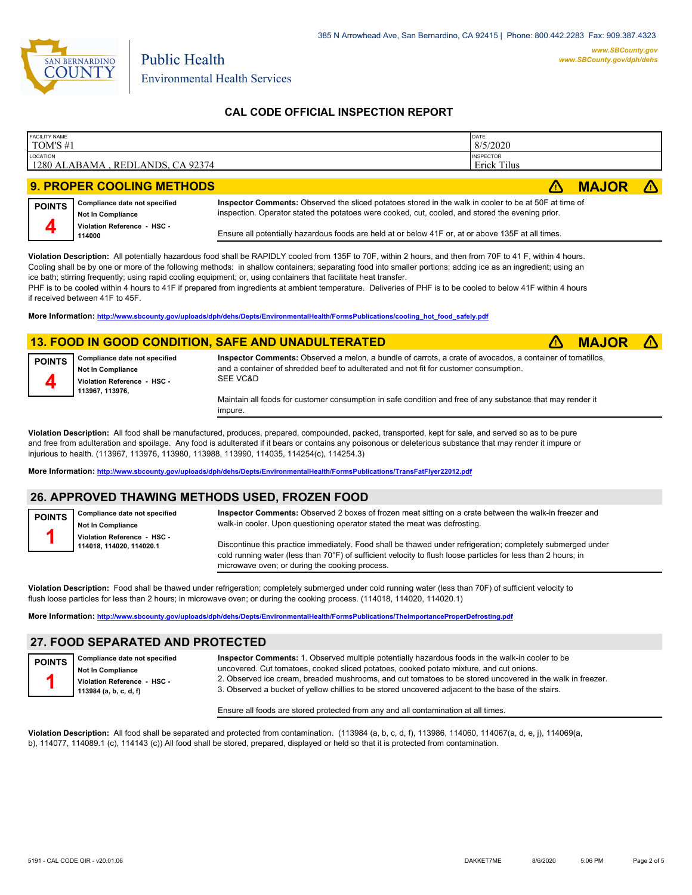## CAL CODE OFFICIAL INSPECTION REPORT

| FACILITY NAME | DATE |
|---|---|
| TOM'S #1 | 8/5/2020 |
| **LOCATION** | **INSPECTOR** |
| 1280 ALABAMA , REDLANDS, CA 92374 | Erick Tilus |

## 9. PROPER COOLING METHODS — ⚠ MAJOR ⚠

**POINTS** 4

**Compliance date not specified**
**Not In Compliance**
**Violation Reference - HSC - 114000**

**Inspector Comments:** Observed the sliced potatoes stored in the walk in cooler to be at 50F at time of inspection. Operator stated the potatoes were cooked, cut, cooled, and stored the evening prior.

Ensure all potentially hazardous foods are held at or below 41F or, at or above 135F at all times.

**Violation Description:** All potentially hazardous food shall be RAPIDLY cooled from 135F to 70F, within 2 hours, and then from 70F to 41 F, within 4 hours. Cooling shall be by one or more of the following methods: in shallow containers; separating food into smaller portions; adding ice as an ingredient; using an ice bath; stirring frequently; using rapid cooling equipment; or, using containers that facilitate heat transfer.
PHF is to be cooled within 4 hours to 41F if prepared from ingredients at ambient temperature. Deliveries of PHF is to be cooled to below 41F within 4 hours if received between 41F to 45F.

**More Information:** http://www.sbcounty.gov/uploads/dph/dehs/Depts/EnvironmentalHealth/FormsPublications/cooling_hot_food_safely.pdf

## 13. FOOD IN GOOD CONDITION, SAFE AND UNADULTERATED — ⚠ MAJOR ⚠

**POINTS** 4

**Compliance date not specified**
**Not In Compliance**
**Violation Reference - HSC - 113967, 113976,**

**Inspector Comments:** Observed a melon, a bundle of carrots, a crate of avocados, a container of tomatillos, and a container of shredded beef to adulterated and not fit for customer consumption.
SEE VC&D

Maintain all foods for customer consumption in safe condition and free of any substance that may render it impure.

**Violation Description:** All food shall be manufactured, produces, prepared, compounded, packed, transported, kept for sale, and served so as to be pure and free from adulteration and spoilage. Any food is adulterated if it bears or contains any poisonous or deleterious substance that may render it impure or injurious to health. (113967, 113976, 113980, 113988, 113990, 114035, 114254(c), 114254.3)

**More Information:** http://www.sbcounty.gov/uploads/dph/dehs/Depts/EnvironmentalHealth/FormsPublications/TransFatFlyer22012.pdf

## 26. APPROVED THAWING METHODS USED, FROZEN FOOD

**POINTS** 1

**Compliance date not specified**
**Not In Compliance**
**Violation Reference - HSC - 114018, 114020, 114020.1**

**Inspector Comments:** Observed 2 boxes of frozen meat sitting on a crate between the walk-in freezer and walk-in cooler. Upon questioning operator stated the meat was defrosting.

Discontinue this practice immediately. Food shall be thawed under refrigeration; completely submerged under cold running water (less than 70°F) of sufficient velocity to flush loose particles for less than 2 hours; in microwave oven; or during the cooking process.

**Violation Description:** Food shall be thawed under refrigeration; completely submerged under cold running water (less than 70F) of sufficient velocity to flush loose particles for less than 2 hours; in microwave oven; or during the cooking process. (114018, 114020, 114020.1)

**More Information:** http://www.sbcounty.gov/uploads/dph/dehs/Depts/EnvironmentalHealth/FormsPublications/TheImportanceProperDefrosting.pdf

## 27. FOOD SEPARATED AND PROTECTED

**POINTS** 1

**Compliance date not specified**
**Not In Compliance**
**Violation Reference - HSC - 113984 (a, b, c, d, f)**

**Inspector Comments:** 1. Observed multiple potentially hazardous foods in the walk-in cooler to be uncovered. Cut tomatoes, cooked sliced potatoes, cooked potato mixture, and cut onions.
2. Observed ice cream, breaded mushrooms, and cut tomatoes to be stored uncovered in the walk in freezer.
3. Observed a bucket of yellow chillies to be stored uncovered adjacent to the base of the stairs.

Ensure all foods are stored protected from any and all contamination at all times.

**Violation Description:** All food shall be separated and protected from contamination. (113984 (a, b, c, d, f), 113986, 114060, 114067(a, d, e, j), 114069(a, b), 114077, 114089.1 (c), 114143 (c)) All food shall be stored, prepared, displayed or held so that it is protected from contamination.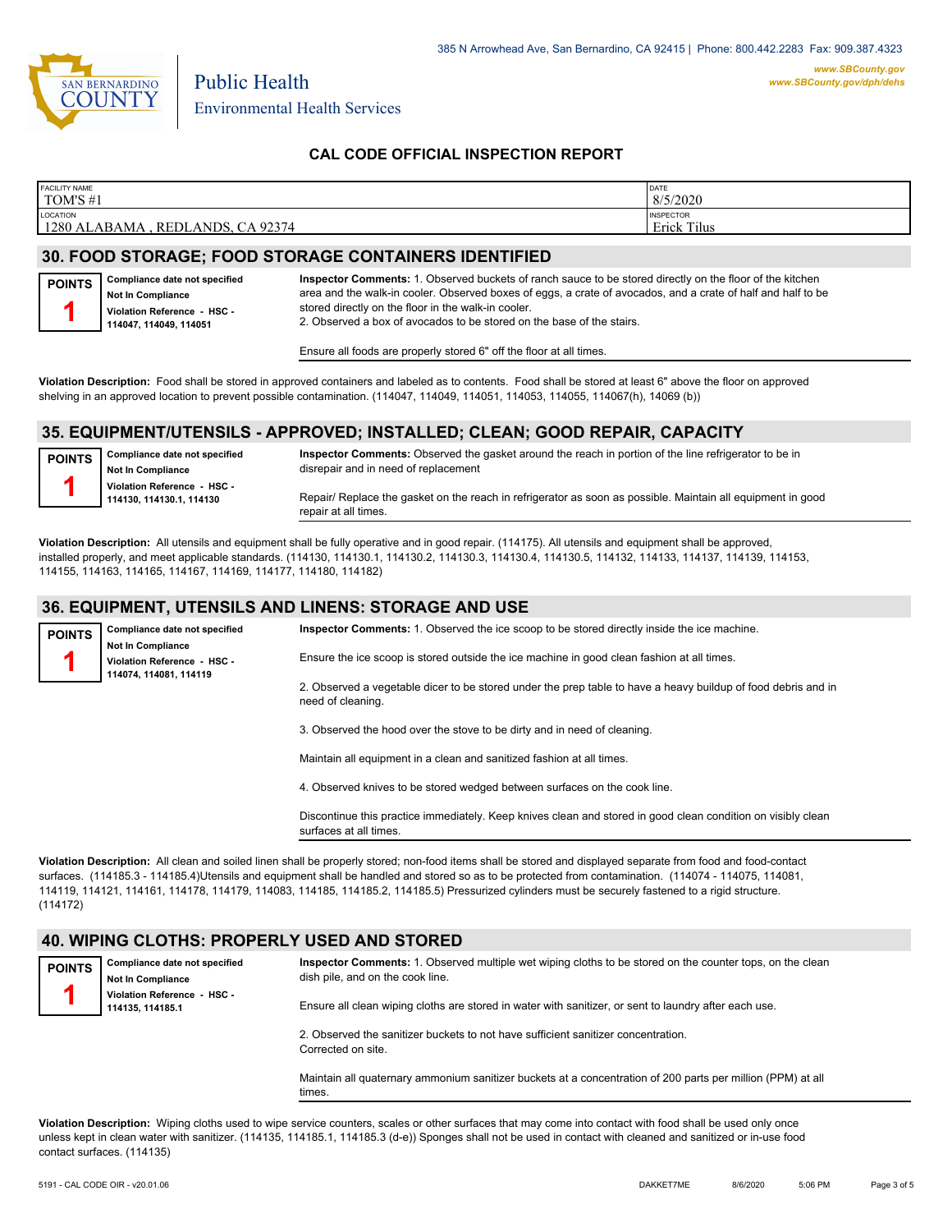## CAL CODE OFFICIAL INSPECTION REPORT

| FACILITY NAME | DATE |
|---|---|
| TOM'S #1 | 8/5/2020 |
| **LOCATION** | **INSPECTOR** |
| 1280 ALABAMA , REDLANDS, CA 92374 | Erick Tilus |

## 30. FOOD STORAGE; FOOD STORAGE CONTAINERS IDENTIFIED

**POINTS** 1

**Compliance date not specified**
**Not In Compliance**
**Violation Reference - HSC - 114047, 114049, 114051**

**Inspector Comments:** 1. Observed buckets of ranch sauce to be stored directly on the floor of the kitchen area and the walk-in cooler. Observed boxes of eggs, a crate of avocados, and a crate of half and half to be stored directly on the floor in the walk-in cooler.
2. Observed a box of avocados to be stored on the base of the stairs.

Ensure all foods are properly stored 6" off the floor at all times.

**Violation Description:** Food shall be stored in approved containers and labeled as to contents. Food shall be stored at least 6" above the floor on approved shelving in an approved location to prevent possible contamination. (114047, 114049, 114051, 114053, 114055, 114067(h), 14069 (b))

## 35. EQUIPMENT/UTENSILS - APPROVED; INSTALLED; CLEAN; GOOD REPAIR, CAPACITY

**POINTS** 1

**Compliance date not specified**
**Not In Compliance**
**Violation Reference - HSC - 114130, 114130.1, 114130**

**Inspector Comments:** Observed the gasket around the reach in portion of the line refrigerator to be in disrepair and in need of replacement

Repair/ Replace the gasket on the reach in refrigerator as soon as possible. Maintain all equipment in good repair at all times.

**Violation Description:** All utensils and equipment shall be fully operative and in good repair. (114175). All utensils and equipment shall be approved, installed properly, and meet applicable standards. (114130, 114130.1, 114130.2, 114130.3, 114130.4, 114130.5, 114132, 114133, 114137, 114139, 114153, 114155, 114163, 114165, 114167, 114169, 114177, 114180, 114182)

## 36. EQUIPMENT, UTENSILS AND LINENS: STORAGE AND USE

**POINTS** 1

**Compliance date not specified**
**Not In Compliance**
**Violation Reference - HSC - 114074, 114081, 114119**

**Inspector Comments:** 1. Observed the ice scoop to be stored directly inside the ice machine.

Ensure the ice scoop is stored outside the ice machine in good clean fashion at all times.

2. Observed a vegetable dicer to be stored under the prep table to have a heavy buildup of food debris and in need of cleaning.

3. Observed the hood over the stove to be dirty and in need of cleaning.

Maintain all equipment in a clean and sanitized fashion at all times.

4. Observed knives to be stored wedged between surfaces on the cook line.

Discontinue this practice immediately. Keep knives clean and stored in good clean condition on visibly clean surfaces at all times.

**Violation Description:** All clean and soiled linen shall be properly stored; non-food items shall be stored and displayed separate from food and food-contact surfaces. (114185.3 - 114185.4)Utensils and equipment shall be handled and stored so as to be protected from contamination. (114074 - 114075, 114081, 114119, 114121, 114161, 114178, 114179, 114083, 114185, 114185.2, 114185.5) Pressurized cylinders must be securely fastened to a rigid structure. (114172)

## 40. WIPING CLOTHS: PROPERLY USED AND STORED

**POINTS** 1

**Compliance date not specified**
**Not In Compliance**
**Violation Reference - HSC - 114135, 114185.1**

**Inspector Comments:** 1. Observed multiple wet wiping cloths to be stored on the counter tops, on the clean dish pile, and on the cook line.

Ensure all clean wiping cloths are stored in water with sanitizer, or sent to laundry after each use.

2. Observed the sanitizer buckets to not have sufficient sanitizer concentration.
Corrected on site.

Maintain all quaternary ammonium sanitizer buckets at a concentration of 200 parts per million (PPM) at all times.

**Violation Description:** Wiping cloths used to wipe service counters, scales or other surfaces that may come into contact with food shall be used only once unless kept in clean water with sanitizer. (114135, 114185.1, 114185.3 (d-e)) Sponges shall not be used in contact with cleaned and sanitized or in-use food contact surfaces. (114135)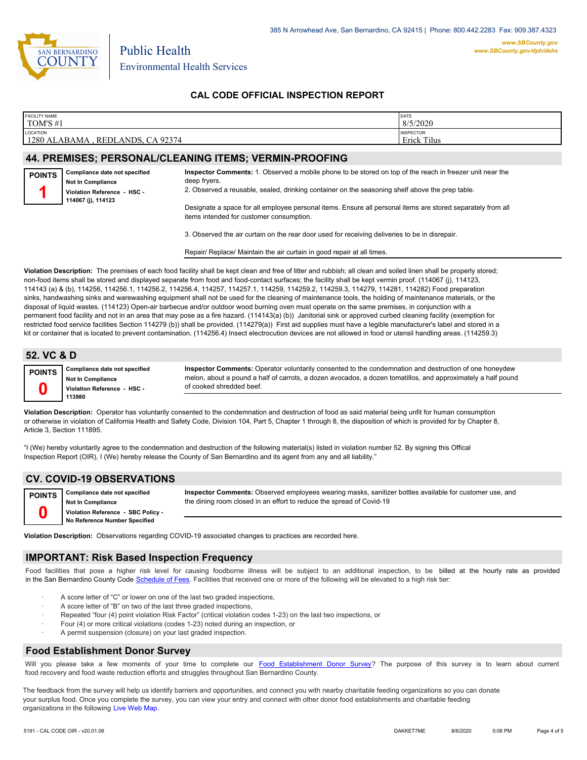385 N Arrowhead Ave, San Bernardino, CA 92415 | Phone: 800.442.2283 Fax: 909.387.4323

www.SBCounty.gov
www.SBCounty.gov/dph/dehs

Public Health
Environmental Health Services

## CAL CODE OFFICIAL INSPECTION REPORT

| FACILITY NAME | DATE |
|---|---|
| TOM'S #1 | 8/5/2020 |
| LOCATION | INSPECTOR |
| 1280 ALABAMA , REDLANDS, CA 92374 | Erick Tilus |

## 44. PREMISES; PERSONAL/CLEANING ITEMS; VERMIN-PROOFING

**POINTS 1**

**Compliance date not specified**
**Not In Compliance**
**Violation Reference - HSC - 114067 (j), 114123**

**Inspector Comments:** 1. Observed a mobile phone to be stored on top of the reach in freezer unit near the deep fryers.
2. Observed a reusable, sealed, drinking container on the seasoning shelf above the prep table.

Designate a space for all employee personal items. Ensure all personal items are stored separately from all items intended for customer consumption.

3. Observed the air curtain on the rear door used for receiving deliveries to be in disrepair.

Repair/ Replace/ Maintain the air curtain in good repair at all times.

**Violation Description:** The premises of each food facility shall be kept clean and free of litter and rubbish; all clean and soiled linen shall be properly stored; non-food items shall be stored and displayed separate from food and food-contact surfaces; the facility shall be kept vermin proof. (114067 (j), 114123, 114143 (a) & (b), 114256, 114256.1, 114256.2, 114256.4, 114257, 114257.1, 114259, 114259.2, 114259.3, 114279, 114281, 114282) Food preparation sinks, handwashing sinks and warewashing equipment shall not be used for the cleaning of maintenance tools, the holding of maintenance materials, or the disposal of liquid wastes. (114123) Open-air barbecue and/or outdoor wood burning oven must operate on the same premises, in conjunction with a permanent food facility and not in an area that may pose as a fire hazard. (114143(a) (b)) Janitorial sink or approved curbed cleaning facility (exemption for restricted food service facilities Section 114279 (b)) shall be provided. (114279(a)) First aid supplies must have a legible manufacturer's label and stored in a kit or container that is located to prevent contamination. (114256.4) Insect electrocution devices are not allowed in food or utensil handling areas. (114259.3)

## 52. VC & D

**POINTS 0**

**Compliance date not specified**
**Not In Compliance**
**Violation Reference - HSC - 113980**

**Inspector Comments:** Operator voluntarily consented to the condemnation and destruction of one honeydew melon, about a pound a half of carrots, a dozen avocados, a dozen tomatillos, and approximately a half pound of cooked shredded beef.

**Violation Description:** Operator has voluntarily consented to the condemnation and destruction of food as said material being unfit for human consumption or otherwise in violation of California Health and Safety Code, Division 104, Part 5, Chapter 1 through 8, the disposition of which is provided for by Chapter 8, Article 3, Section 111895.

"I (We) hereby voluntarily agree to the condemnation and destruction of the following material(s) listed in violation number 52. By signing this Offical Inspection Report (OIR), I (We) hereby release the County of San Bernardino and its agent from any and all liability."

## CV. COVID-19 OBSERVATIONS

**POINTS 0**

**Compliance date not specified**
**Not In Compliance**
**Violation Reference - SBC Policy - No Reference Number Specified**

**Inspector Comments:** Observed employees wearing masks, sanitizer bottles available for customer use, and the dining room closed in an effort to reduce the spread of Covid-19

**Violation Description:** Observations regarding COVID-19 associated changes to practices are recorded here.

## IMPORTANT: Risk Based Inspection Frequency

Food facilities that pose a higher risk level for causing foodborne illness will be subject to an additional inspection, to be billed at the hourly rate as provided in the San Bernardino County Code Schedule of Fees. Facilities that received one or more of the following will be elevated to a high risk tier:

- A score letter of "C" or lower on one of the last two graded inspections,
- A score letter of "B" on two of the last three graded inspections,
- Repeated "four (4) point violation Risk Factor" (critical violation codes 1-23) on the last two inspections, or
- Four (4) or more critical violations (codes 1-23) noted during an inspection, or
- A permit suspension (closure) on your last graded inspection.

## Food Establishment Donor Survey

Will you please take a few moments of your time to complete our Food Establishment Donor Survey? The purpose of this survey is to learn about current food recovery and food waste reduction efforts and struggles throughout San Bernardino County.

The feedback from the survey will help us identify barriers and opportunities, and connect you with nearby charitable feeding organizations so you can donate your surplus food. Once you complete the survey, you can view your entry and connect with other donor food establishments and charitable feeding organizations in the following Live Web Map.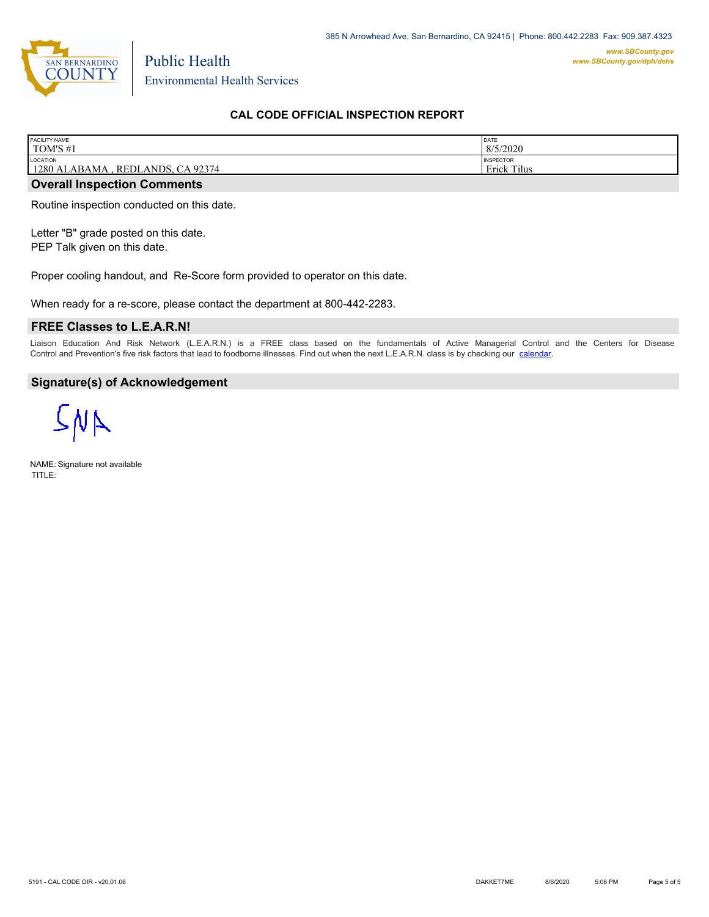385 N Arrowhead Ave, San Bernardino, CA 92415 | Phone: 800.442.2283 Fax: 909.387.4323

*www.SBCounty.gov*
*www.SBCounty.gov/dph/dehs*

SAN BERNARDINO COUNTY

Public Health
Environmental Health Services

## CAL CODE OFFICIAL INSPECTION REPORT

| | |
|---|---|
| FACILITY NAME<br>TOM'S #1 | DATE<br>8/5/2020 |
| LOCATION<br>1280 ALABAMA , REDLANDS, CA 92374 | INSPECTOR<br>Erick Tilus |

### Overall Inspection Comments

Routine inspection conducted on this date.

Letter "B" grade posted on this date.
PEP Talk given on this date.

Proper cooling handout, and Re-Score form provided to operator on this date.

When ready for a re-score, please contact the department at 800-442-2283.

### FREE Classes to L.E.A.R.N!

Liaison Education And Risk Network (L.E.A.R.N.) is a FREE class based on the fundamentals of Active Managerial Control and the Centers for Disease Control and Prevention's five risk factors that lead to foodborne illnesses. Find out when the next L.E.A.R.N. class is by checking our calendar.

### Signature(s) of Acknowledgement

SNA

NAME: Signature not available
TITLE:

5191 - CAL CODE OIR - v20.01.06 DAKKET7ME 8/6/2020 5:06 PM